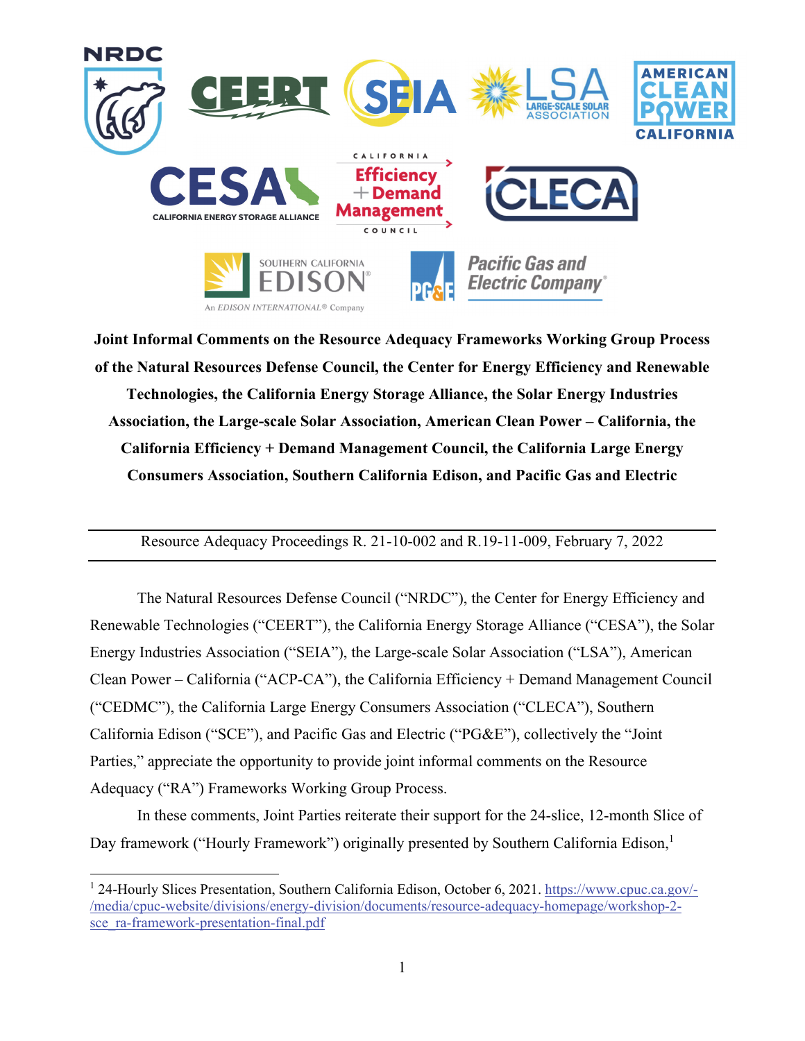**Joint Informal Comments on the Resource Adequacy Frameworks Working Group Process of the Natural Resources Defense Council, the Center for Energy Efficiency and Renewable Technologies, the California Energy Storage Alliance, the Solar Energy Industries Association, the Large-scale Solar Association, American Clean Power – California, the California Efficiency + Demand Management Council, the California Large Energy Consumers Association, Southern California Edison, and Pacific Gas and Electric**

---

Resource Adequacy Proceedings R. 21-10-002 and R.19-11-009, February 7, 2022

---

The Natural Resources Defense Council ("NRDC"), the Center for Energy Efficiency and Renewable Technologies ("CEERT"), the California Energy Storage Alliance ("CESA"), the Solar Energy Industries Association ("SEIA"), the Large-scale Solar Association ("LSA"), American Clean Power – California ("ACP-CA"), the California Efficiency + Demand Management Council ("CEDMC"), the California Large Energy Consumers Association ("CLECA"), Southern California Edison ("SCE"), and Pacific Gas and Electric ("PG&E"), collectively the "Joint Parties," appreciate the opportunity to provide joint informal comments on the Resource Adequacy ("RA") Frameworks Working Group Process.

In these comments, Joint Parties reiterate their support for the 24-slice, 12-month Slice of Day framework ("Hourly Framework") originally presented by Southern California Edison,[1]

[1] 24-Hourly Slices Presentation, Southern California Edison, October 6, 2021. https://www.cpuc.ca.gov/-/media/cpuc-website/divisions/energy-division/documents/resource-adequacy-homepage/workshop-2-sce_ra-framework-presentation-final.pdf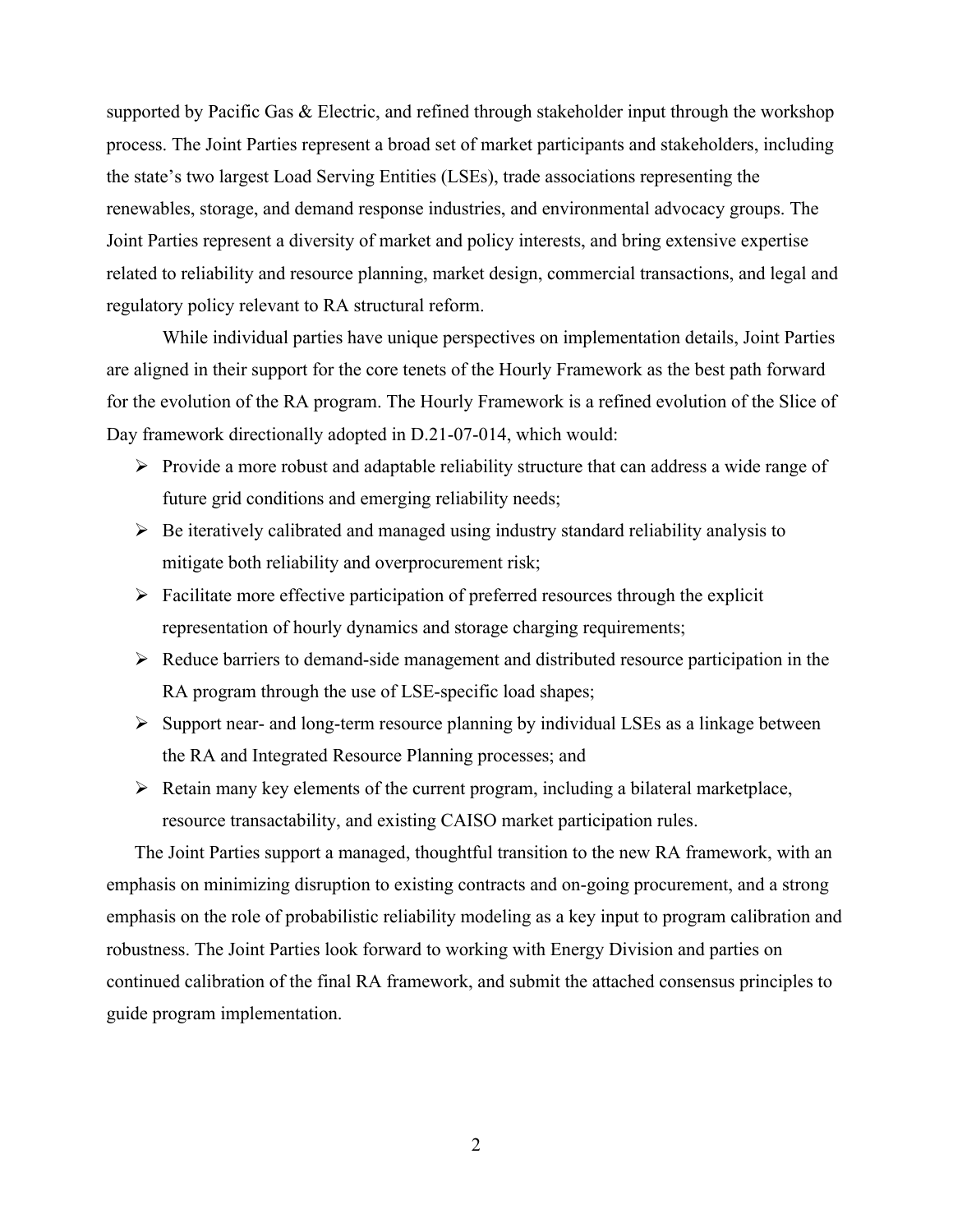supported by Pacific Gas & Electric, and refined through stakeholder input through the workshop process. The Joint Parties represent a broad set of market participants and stakeholders, including the state's two largest Load Serving Entities (LSEs), trade associations representing the renewables, storage, and demand response industries, and environmental advocacy groups. The Joint Parties represent a diversity of market and policy interests, and bring extensive expertise related to reliability and resource planning, market design, commercial transactions, and legal and regulatory policy relevant to RA structural reform.

While individual parties have unique perspectives on implementation details, Joint Parties are aligned in their support for the core tenets of the Hourly Framework as the best path forward for the evolution of the RA program. The Hourly Framework is a refined evolution of the Slice of Day framework directionally adopted in D.21-07-014, which would:

- Provide a more robust and adaptable reliability structure that can address a wide range of future grid conditions and emerging reliability needs;
- Be iteratively calibrated and managed using industry standard reliability analysis to mitigate both reliability and overprocurement risk;
- Facilitate more effective participation of preferred resources through the explicit representation of hourly dynamics and storage charging requirements;
- Reduce barriers to demand-side management and distributed resource participation in the RA program through the use of LSE-specific load shapes;
- Support near- and long-term resource planning by individual LSEs as a linkage between the RA and Integrated Resource Planning processes; and
- Retain many key elements of the current program, including a bilateral marketplace, resource transactability, and existing CAISO market participation rules.

The Joint Parties support a managed, thoughtful transition to the new RA framework, with an emphasis on minimizing disruption to existing contracts and on-going procurement, and a strong emphasis on the role of probabilistic reliability modeling as a key input to program calibration and robustness. The Joint Parties look forward to working with Energy Division and parties on continued calibration of the final RA framework, and submit the attached consensus principles to guide program implementation.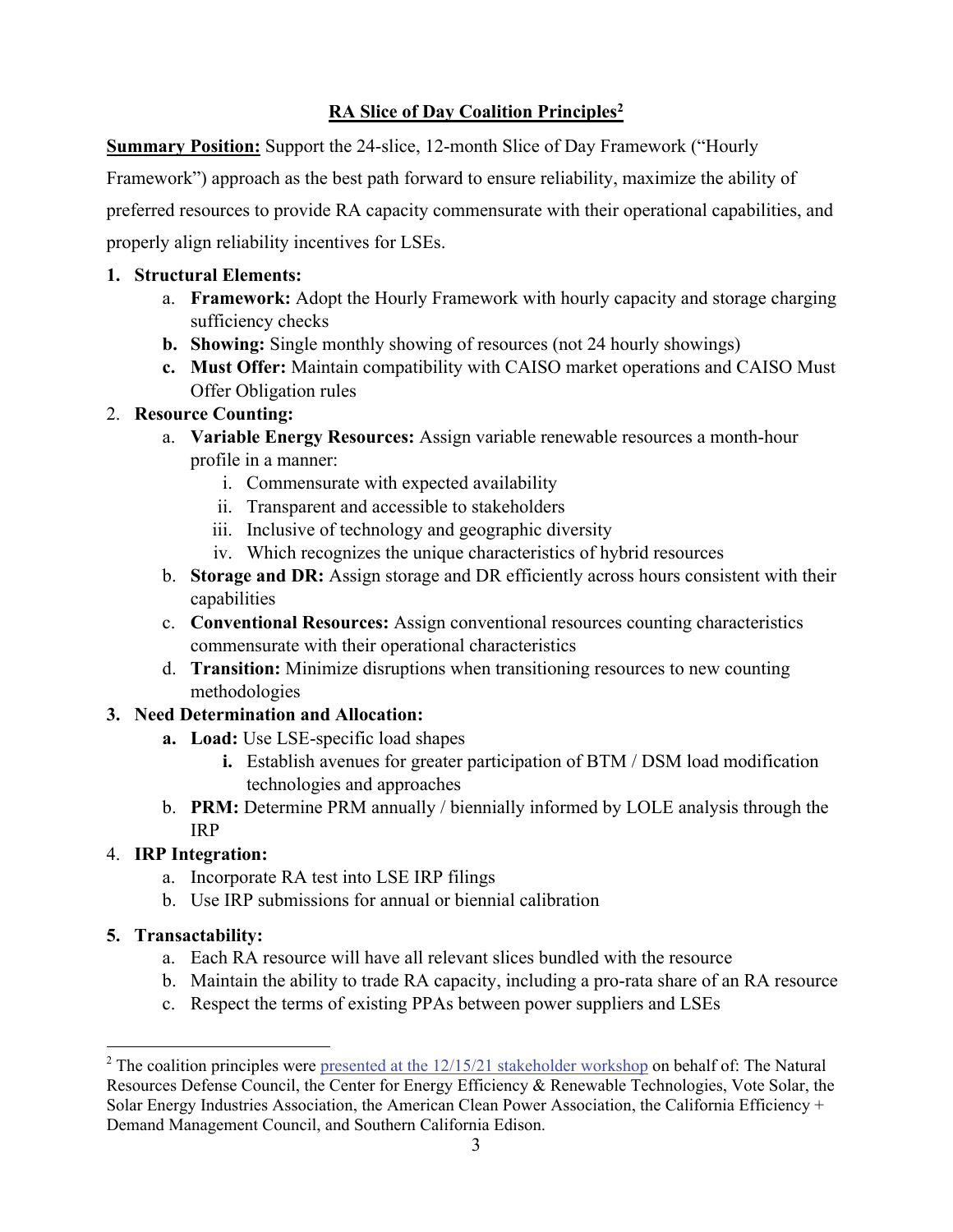## **RA Slice of Day Coalition Principles**[2]

**Summary Position:** Support the 24-slice, 12-month Slice of Day Framework ("Hourly Framework") approach as the best path forward to ensure reliability, maximize the ability of preferred resources to provide RA capacity commensurate with their operational capabilities, and properly align reliability incentives for LSEs.

1. **Structural Elements:**
   a. **Framework:** Adopt the Hourly Framework with hourly capacity and storage charging sufficiency checks
   **b. Showing:** Single monthly showing of resources (not 24 hourly showings)
   c. **Must Offer:** Maintain compatibility with CAISO market operations and CAISO Must Offer Obligation rules
2. **Resource Counting:**
   a. **Variable Energy Resources:** Assign variable renewable resources a month-hour profile in a manner:
      i. Commensurate with expected availability
      ii. Transparent and accessible to stakeholders
      iii. Inclusive of technology and geographic diversity
      iv. Which recognizes the unique characteristics of hybrid resources
   b. **Storage and DR:** Assign storage and DR efficiently across hours consistent with their capabilities
   c. **Conventional Resources:** Assign conventional resources counting characteristics commensurate with their operational characteristics
   d. **Transition:** Minimize disruptions when transitioning resources to new counting methodologies
3. **Need Determination and Allocation:**
   **a. Load:** Use LSE-specific load shapes
      **i.** Establish avenues for greater participation of BTM / DSM load modification technologies and approaches
   b. **PRM:** Determine PRM annually / biennially informed by LOLE analysis through the IRP
4. **IRP Integration:**
   a. Incorporate RA test into LSE IRP filings
   b. Use IRP submissions for annual or biennial calibration
5. **Transactability:**
   a. Each RA resource will have all relevant slices bundled with the resource
   b. Maintain the ability to trade RA capacity, including a pro-rata share of an RA resource
   c. Respect the terms of existing PPAs between power suppliers and LSEs

---

[2] The coalition principles were presented at the 12/15/21 stakeholder workshop on behalf of: The Natural Resources Defense Council, the Center for Energy Efficiency & Renewable Technologies, Vote Solar, the Solar Energy Industries Association, the American Clean Power Association, the California Efficiency + Demand Management Council, and Southern California Edison.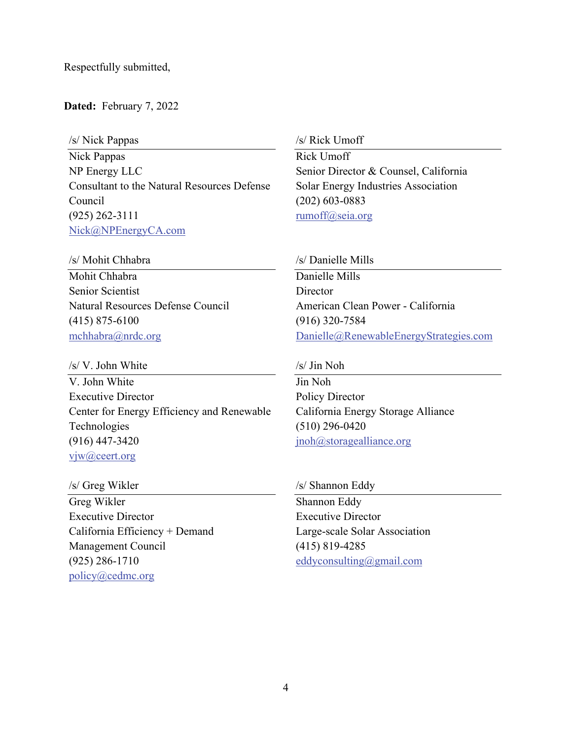Respectfully submitted,

**Dated:** February 7, 2022

/s/ Nick Pappas

Nick Pappas
NP Energy LLC
Consultant to the Natural Resources Defense Council
(925) 262-3111
Nick@NPEnergyCA.com

/s/ Rick Umoff

Rick Umoff
Senior Director & Counsel, California
Solar Energy Industries Association
(202) 603-0883
rumoff@seia.org

/s/ Mohit Chhabra

Mohit Chhabra
Senior Scientist
Natural Resources Defense Council
(415) 875-6100
mchhabra@nrdc.org

/s/ Danielle Mills

Danielle Mills
Director
American Clean Power - California
(916) 320-7584
Danielle@RenewableEnergyStrategies.com

/s/ V. John White

V. John White
Executive Director
Center for Energy Efficiency and Renewable Technologies
(916) 447-3420
vjw@ceert.org

/s/ Jin Noh

Jin Noh
Policy Director
California Energy Storage Alliance
(510) 296-0420
jnoh@storagealliance.org

/s/ Greg Wikler

Greg Wikler
Executive Director
California Efficiency + Demand Management Council
(925) 286-1710
policy@cedmc.org

/s/ Shannon Eddy

Shannon Eddy
Executive Director
Large-scale Solar Association
(415) 819-4285
eddyconsulting@gmail.com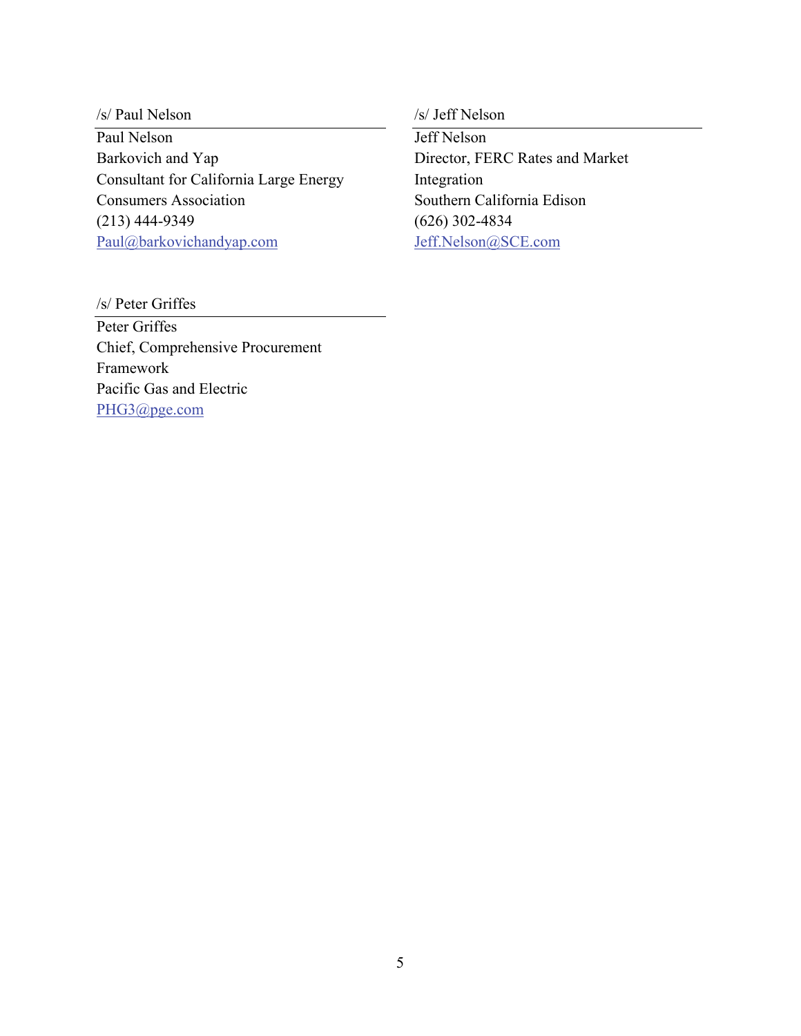/s/ Paul Nelson

Paul Nelson
Barkovich and Yap
Consultant for California Large Energy Consumers Association
(213) 444-9349
Paul@barkovichandyap.com

/s/ Jeff Nelson

Jeff Nelson
Director, FERC Rates and Market Integration
Southern California Edison
(626) 302-4834
Jeff.Nelson@SCE.com

/s/ Peter Griffes

Peter Griffes
Chief, Comprehensive Procurement Framework
Pacific Gas and Electric
PHG3@pge.com